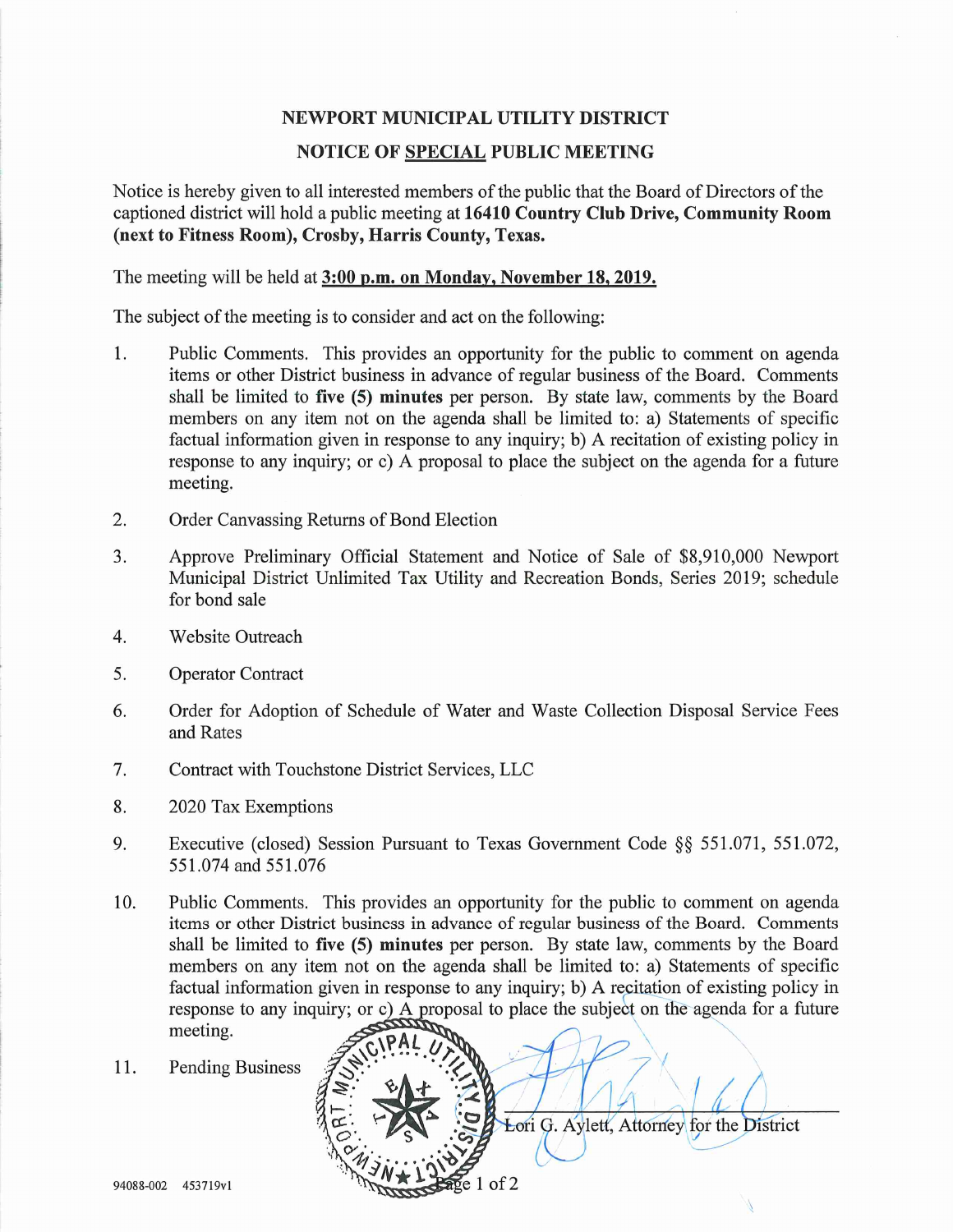# NEWPORT MUNICIPAL UTILITY DISTRICT

## NOTICE OF SPECIAL PUBLIC MEETING

Notice is hereby given to all interested members of the public that the Board of Directors of the captioned district will hold a public meeting at **16410 Country Club Drive, Community Room (next to Fitness Room), Crosby, Harris County, Texas.**

The meeting will be held at **3:00 p.m. on Monday, November 18, 2019.**

The subject of the meeting is to consider and act on the following:

1. Public Comments. This provides an opportunity for the public to comment on agenda items or other District business in advance of regular business of the Board. Comments shall be limited to **five (5) minutes** per person. By state law, comments by the Board members on any item not on the agenda shall be limited to: a) Statements of specific factual information given in response to any inquiry; b) A recitation of existing policy in response to any inquiry; or c) A proposal to place the subject on the agenda for a future meeting.

2. Order Canvassing Returns of Bond Election

3. Approve Preliminary Official Statement and Notice of Sale of $8,910,000 Newport Municipal District Unlimited Tax Utility and Recreation Bonds, Series 2019; schedule for bond sale

4. Website Outreach

5. Operator Contract

6. Order for Adoption of Schedule of Water and Waste Collection Disposal Service Fees and Rates

7. Contract with Touchstone District Services, LLC

8. 2020 Tax Exemptions

9. Executive (closed) Session Pursuant to Texas Government Code §§ 551.071, 551.072, 551.074 and 551.076

10. Public Comments. This provides an opportunity for the public to comment on agenda items or other District business in advance of regular business of the Board. Comments shall be limited to **five (5) minutes** per person. By state law, comments by the Board members on any item not on the agenda shall be limited to: a) Statements of specific factual information given in response to any inquiry; b) A recitation of existing policy in response to any inquiry; or c) A proposal to place the subject on the agenda for a future meeting.

11. Pending Business

Lori G. Aylett, Attorney for the District

94088-002 453719v1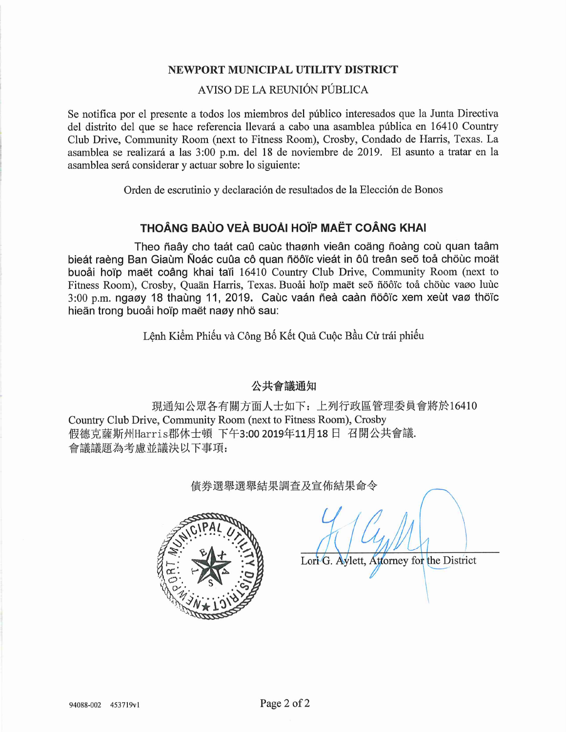**NEWPORT MUNICIPAL UTILITY DISTRICT**

AVISO DE LA REUNIÓN PÚBLICA

Se notifica por el presente a todos los miembros del público interesados que la Junta Directiva del distrito del que se hace referencia llevará a cabo una asamblea pública en 16410 Country Club Drive, Community Room (next to Fitness Room), Crosby, Condado de Harris, Texas. La asamblea se realizará a las 3:00 p.m. del 18 de noviembre de 2019. El asunto a tratar en la asamblea será considerar y actuar sobre lo siguiente:

Orden de escrutinio y declaración de resultados de la Elección de Bonos

**THOÂNG BAÙO VEÀ BUOÅI HOÏP MAËT COÂNG KHAI**

Theo ñaây cho taát caû caùc thaønh vieân coäng ñoàng coù quan taâm bieát raèng Ban Giaùm Ñoác cuûa cô quan ñöôïc vieát in ôû treân seõ toå chöùc moät buoåi hoïp maët coâng khai taïi 16410 Country Club Drive, Community Room (next to Fitness Room), Crosby, Quaän Harris, Texas. Buoåi hoïp maët seõ ñöôïc toå chöùc vaøo luùc 3:00 p.m. ngaøy 18 thaùng 11, 2019. Caùc vaán ñeà caàn ñöôïc xem xeùt vaø thöïc hieän trong buoåi hoïp maët naøy nhö sau:

Lệnh Kiểm Phiếu và Công Bố Kết Quả Cuộc Bầu Cử trái phiếu

**公共會議通知**

現通知公眾各有關方面人士如下：上列行政區管理委員會將於16410 Country Club Drive, Community Room (next to Fitness Room), Crosby 假德克薩斯州Harris郡休士頓 下午3:00 2019年11月18日 召開公共會議. 會議議題為考慮並議決以下事項：

債券選舉選舉結果調查及宣佈結果命令

Lori G. Aylett, Attorney for the District

94088-002 453719v1